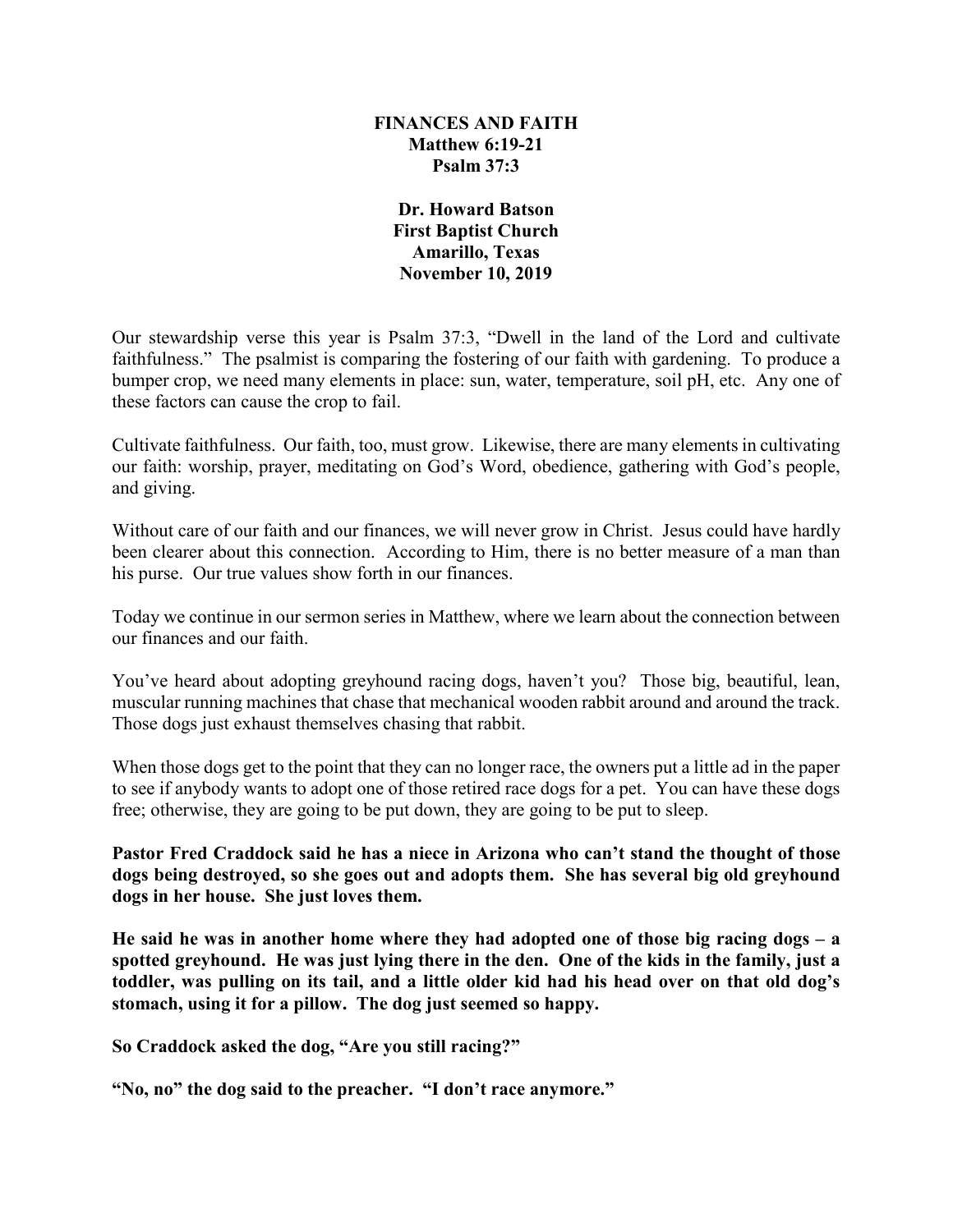**FINANCES AND FAITH**
**Matthew 6:19-21**
**Psalm 37:3**

**Dr. Howard Batson**
**First Baptist Church**
**Amarillo, Texas**
**November 10, 2019**

Our stewardship verse this year is Psalm 37:3, "Dwell in the land of the Lord and cultivate faithfulness." The psalmist is comparing the fostering of our faith with gardening. To produce a bumper crop, we need many elements in place: sun, water, temperature, soil pH, etc. Any one of these factors can cause the crop to fail.

Cultivate faithfulness. Our faith, too, must grow. Likewise, there are many elements in cultivating our faith: worship, prayer, meditating on God's Word, obedience, gathering with God's people, and giving.

Without care of our faith and our finances, we will never grow in Christ. Jesus could have hardly been clearer about this connection. According to Him, there is no better measure of a man than his purse. Our true values show forth in our finances.

Today we continue in our sermon series in Matthew, where we learn about the connection between our finances and our faith.

You've heard about adopting greyhound racing dogs, haven't you? Those big, beautiful, lean, muscular running machines that chase that mechanical wooden rabbit around and around the track. Those dogs just exhaust themselves chasing that rabbit.

When those dogs get to the point that they can no longer race, the owners put a little ad in the paper to see if anybody wants to adopt one of those retired race dogs for a pet. You can have these dogs free; otherwise, they are going to be put down, they are going to be put to sleep.

**Pastor Fred Craddock said he has a niece in Arizona who can't stand the thought of those dogs being destroyed, so she goes out and adopts them. She has several big old greyhound dogs in her house. She just loves them.**

**He said he was in another home where they had adopted one of those big racing dogs – a spotted greyhound. He was just lying there in the den. One of the kids in the family, just a toddler, was pulling on its tail, and a little older kid had his head over on that old dog's stomach, using it for a pillow. The dog just seemed so happy.**

**So Craddock asked the dog, "Are you still racing?"**

**"No, no" the dog said to the preacher. "I don't race anymore."**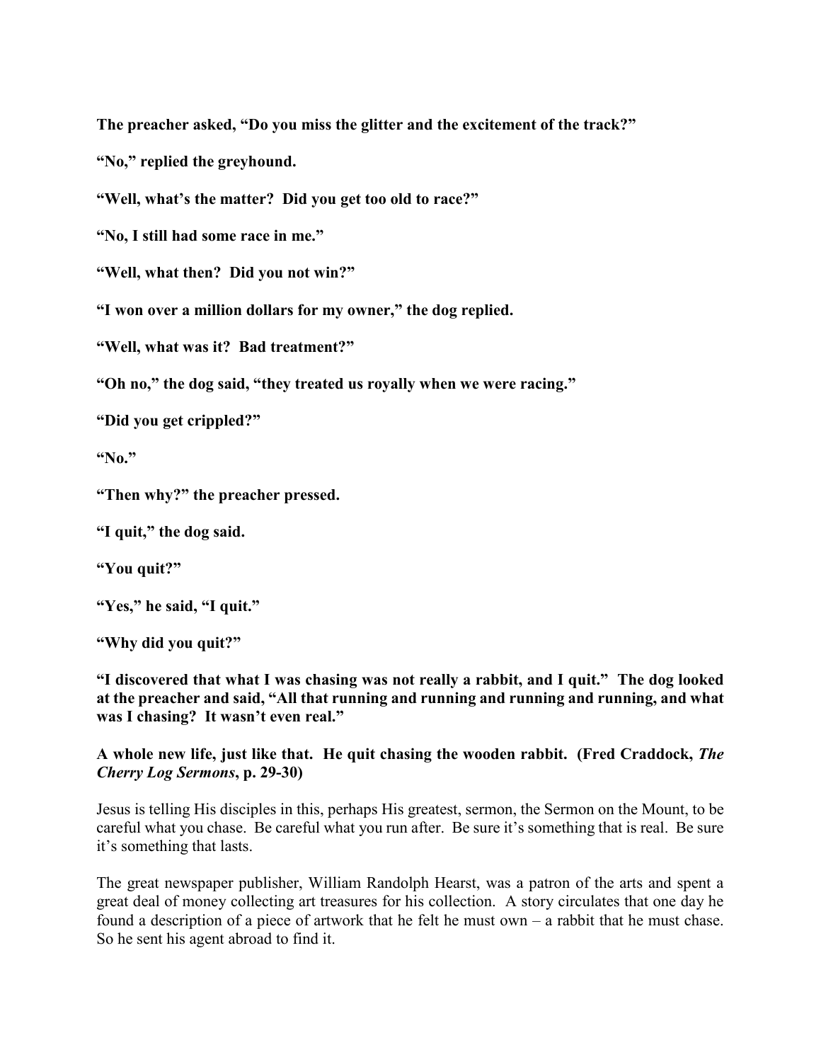**The preacher asked, "Do you miss the glitter and the excitement of the track?"**

**"No," replied the greyhound.**

**"Well, what's the matter? Did you get too old to race?"**

**"No, I still had some race in me."**

**"Well, what then? Did you not win?"**

**"I won over a million dollars for my owner," the dog replied.**

**"Well, what was it? Bad treatment?"**

**"Oh no," the dog said, "they treated us royally when we were racing."**

**"Did you get crippled?"**

**"No."**

**"Then why?" the preacher pressed.**

**"I quit," the dog said.**

**"You quit?"**

**"Yes," he said, "I quit."**

**"Why did you quit?"**

**"I discovered that what I was chasing was not really a rabbit, and I quit." The dog looked at the preacher and said, "All that running and running and running and running, and what was I chasing? It wasn't even real."**

**A whole new life, just like that. He quit chasing the wooden rabbit. (Fred Craddock, *The Cherry Log Sermons*, p. 29-30)**

Jesus is telling His disciples in this, perhaps His greatest, sermon, the Sermon on the Mount, to be careful what you chase. Be careful what you run after. Be sure it's something that is real. Be sure it's something that lasts.

The great newspaper publisher, William Randolph Hearst, was a patron of the arts and spent a great deal of money collecting art treasures for his collection. A story circulates that one day he found a description of a piece of artwork that he felt he must own – a rabbit that he must chase. So he sent his agent abroad to find it.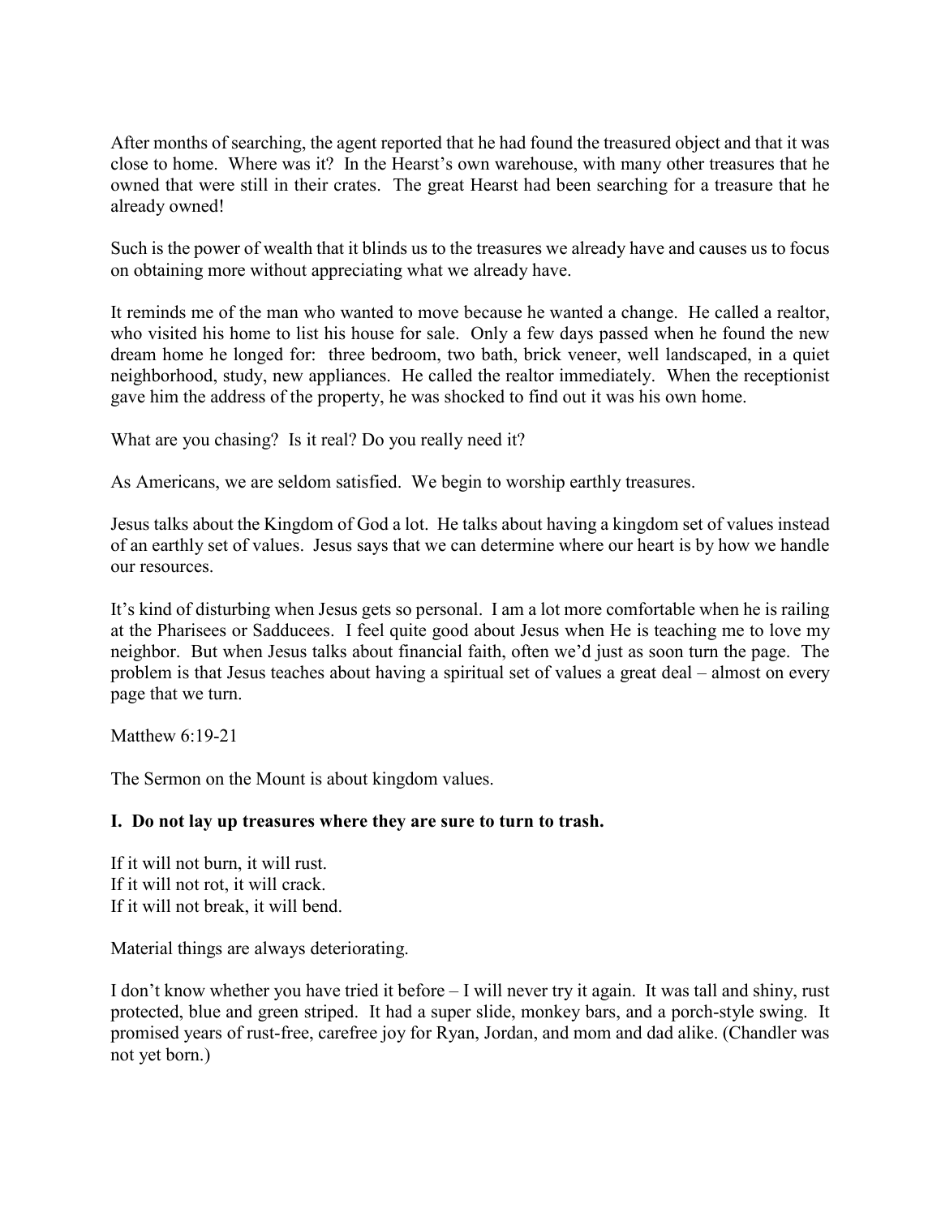After months of searching, the agent reported that he had found the treasured object and that it was close to home. Where was it? In the Hearst's own warehouse, with many other treasures that he owned that were still in their crates. The great Hearst had been searching for a treasure that he already owned!

Such is the power of wealth that it blinds us to the treasures we already have and causes us to focus on obtaining more without appreciating what we already have.

It reminds me of the man who wanted to move because he wanted a change. He called a realtor, who visited his home to list his house for sale. Only a few days passed when he found the new dream home he longed for: three bedroom, two bath, brick veneer, well landscaped, in a quiet neighborhood, study, new appliances. He called the realtor immediately. When the receptionist gave him the address of the property, he was shocked to find out it was his own home.

What are you chasing? Is it real? Do you really need it?

As Americans, we are seldom satisfied. We begin to worship earthly treasures.

Jesus talks about the Kingdom of God a lot. He talks about having a kingdom set of values instead of an earthly set of values. Jesus says that we can determine where our heart is by how we handle our resources.

It's kind of disturbing when Jesus gets so personal. I am a lot more comfortable when he is railing at the Pharisees or Sadducees. I feel quite good about Jesus when He is teaching me to love my neighbor. But when Jesus talks about financial faith, often we'd just as soon turn the page. The problem is that Jesus teaches about having a spiritual set of values a great deal – almost on every page that we turn.

Matthew 6:19-21

The Sermon on the Mount is about kingdom values.

**I. Do not lay up treasures where they are sure to turn to trash.**

If it will not burn, it will rust.
If it will not rot, it will crack.
If it will not break, it will bend.

Material things are always deteriorating.

I don't know whether you have tried it before – I will never try it again. It was tall and shiny, rust protected, blue and green striped. It had a super slide, monkey bars, and a porch-style swing. It promised years of rust-free, carefree joy for Ryan, Jordan, and mom and dad alike. (Chandler was not yet born.)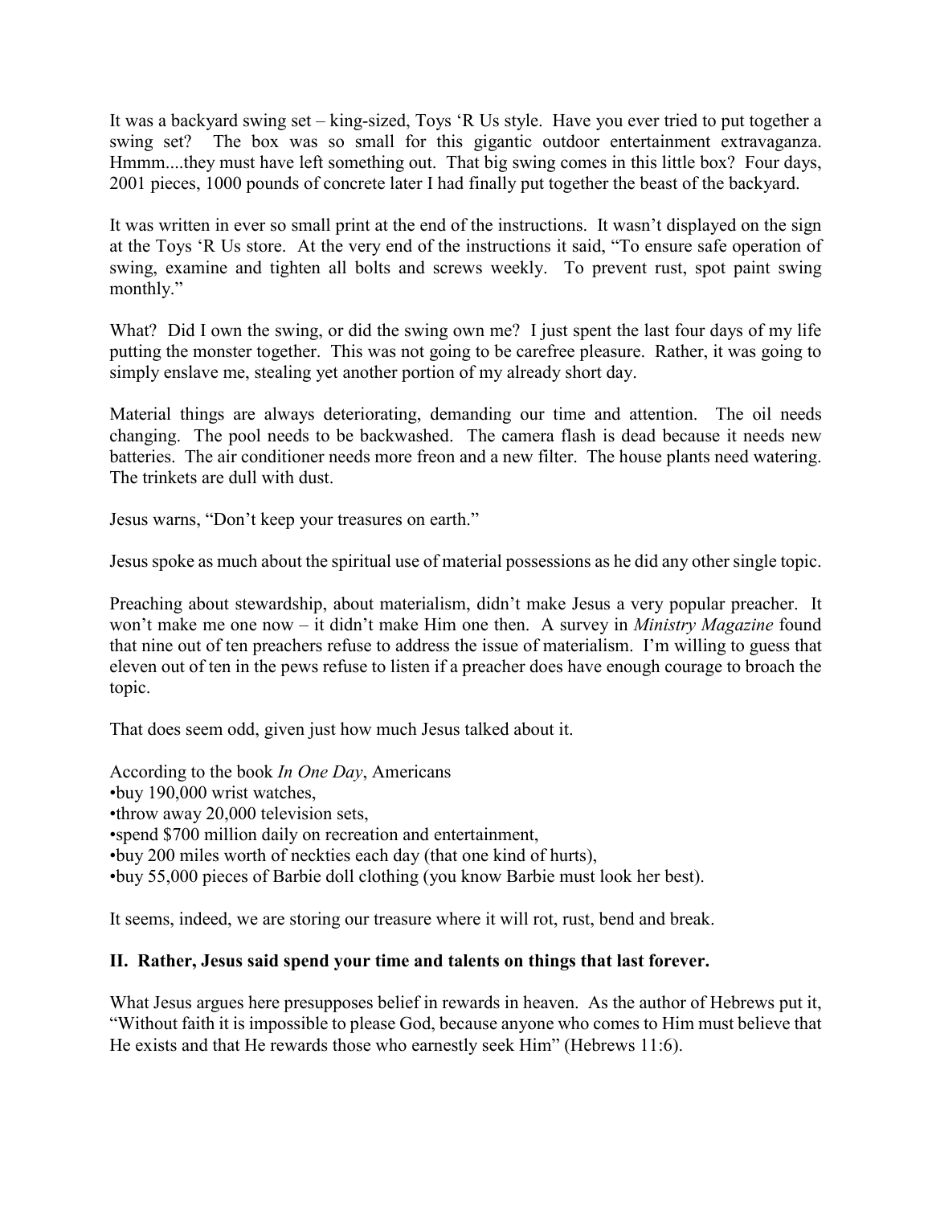It was a backyard swing set – king-sized, Toys 'R Us style. Have you ever tried to put together a swing set? The box was so small for this gigantic outdoor entertainment extravaganza. Hmmm....they must have left something out. That big swing comes in this little box? Four days, 2001 pieces, 1000 pounds of concrete later I had finally put together the beast of the backyard.

It was written in ever so small print at the end of the instructions. It wasn't displayed on the sign at the Toys 'R Us store. At the very end of the instructions it said, "To ensure safe operation of swing, examine and tighten all bolts and screws weekly. To prevent rust, spot paint swing monthly."

What? Did I own the swing, or did the swing own me? I just spent the last four days of my life putting the monster together. This was not going to be carefree pleasure. Rather, it was going to simply enslave me, stealing yet another portion of my already short day.

Material things are always deteriorating, demanding our time and attention. The oil needs changing. The pool needs to be backwashed. The camera flash is dead because it needs new batteries. The air conditioner needs more freon and a new filter. The house plants need watering. The trinkets are dull with dust.

Jesus warns, "Don't keep your treasures on earth."

Jesus spoke as much about the spiritual use of material possessions as he did any other single topic.

Preaching about stewardship, about materialism, didn't make Jesus a very popular preacher. It won't make me one now – it didn't make Him one then. A survey in *Ministry Magazine* found that nine out of ten preachers refuse to address the issue of materialism. I'm willing to guess that eleven out of ten in the pews refuse to listen if a preacher does have enough courage to broach the topic.

That does seem odd, given just how much Jesus talked about it.

According to the book *In One Day*, Americans

- buy 190,000 wrist watches,
- throw away 20,000 television sets,
- spend $700 million daily on recreation and entertainment,
- buy 200 miles worth of neckties each day (that one kind of hurts),
- buy 55,000 pieces of Barbie doll clothing (you know Barbie must look her best).

It seems, indeed, we are storing our treasure where it will rot, rust, bend and break.

**II. Rather, Jesus said spend your time and talents on things that last forever.**

What Jesus argues here presupposes belief in rewards in heaven. As the author of Hebrews put it, "Without faith it is impossible to please God, because anyone who comes to Him must believe that He exists and that He rewards those who earnestly seek Him" (Hebrews 11:6).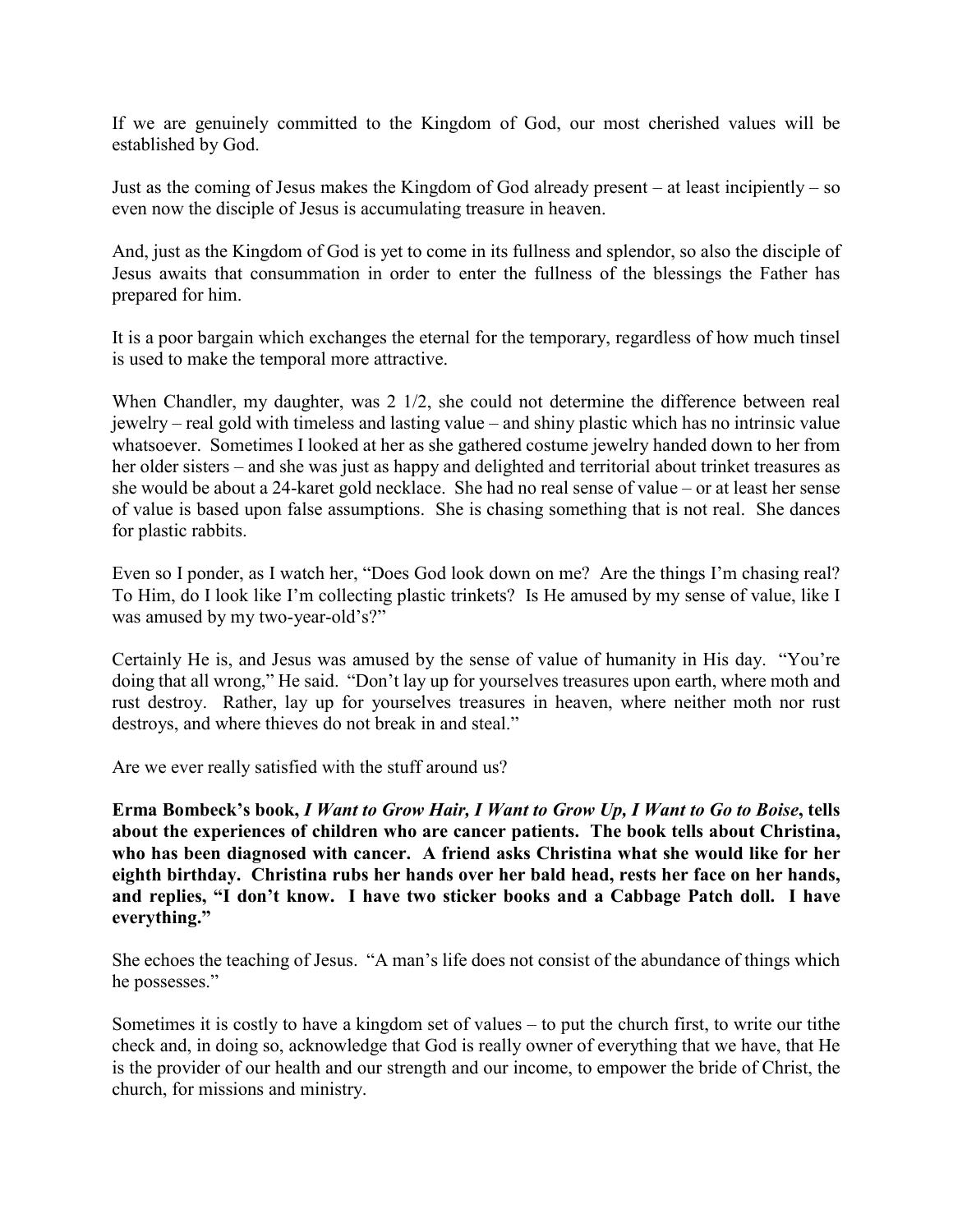If we are genuinely committed to the Kingdom of God, our most cherished values will be established by God.

Just as the coming of Jesus makes the Kingdom of God already present – at least incipiently – so even now the disciple of Jesus is accumulating treasure in heaven.

And, just as the Kingdom of God is yet to come in its fullness and splendor, so also the disciple of Jesus awaits that consummation in order to enter the fullness of the blessings the Father has prepared for him.

It is a poor bargain which exchanges the eternal for the temporary, regardless of how much tinsel is used to make the temporal more attractive.

When Chandler, my daughter, was 2 1/2, she could not determine the difference between real jewelry – real gold with timeless and lasting value – and shiny plastic which has no intrinsic value whatsoever. Sometimes I looked at her as she gathered costume jewelry handed down to her from her older sisters – and she was just as happy and delighted and territorial about trinket treasures as she would be about a 24-karet gold necklace. She had no real sense of value – or at least her sense of value is based upon false assumptions. She is chasing something that is not real. She dances for plastic rabbits.

Even so I ponder, as I watch her, "Does God look down on me? Are the things I'm chasing real? To Him, do I look like I'm collecting plastic trinkets? Is He amused by my sense of value, like I was amused by my two-year-old's?"

Certainly He is, and Jesus was amused by the sense of value of humanity in His day. "You're doing that all wrong," He said. "Don't lay up for yourselves treasures upon earth, where moth and rust destroy. Rather, lay up for yourselves treasures in heaven, where neither moth nor rust destroys, and where thieves do not break in and steal."

Are we ever really satisfied with the stuff around us?

**Erma Bombeck's book, *I Want to Grow Hair, I Want to Grow Up, I Want to Go to Boise*, tells about the experiences of children who are cancer patients. The book tells about Christina, who has been diagnosed with cancer. A friend asks Christina what she would like for her eighth birthday. Christina rubs her hands over her bald head, rests her face on her hands, and replies, "I don't know. I have two sticker books and a Cabbage Patch doll. I have everything."**

She echoes the teaching of Jesus. "A man's life does not consist of the abundance of things which he possesses."

Sometimes it is costly to have a kingdom set of values – to put the church first, to write our tithe check and, in doing so, acknowledge that God is really owner of everything that we have, that He is the provider of our health and our strength and our income, to empower the bride of Christ, the church, for missions and ministry.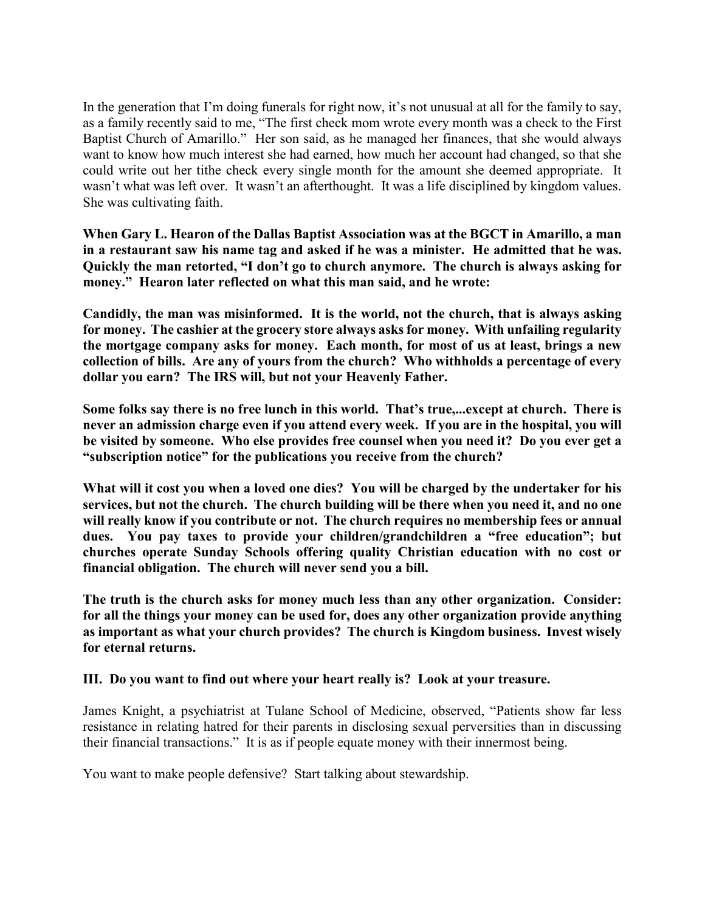In the generation that I'm doing funerals for right now, it's not unusual at all for the family to say, as a family recently said to me, "The first check mom wrote every month was a check to the First Baptist Church of Amarillo." Her son said, as he managed her finances, that she would always want to know how much interest she had earned, how much her account had changed, so that she could write out her tithe check every single month for the amount she deemed appropriate. It wasn't what was left over. It wasn't an afterthought. It was a life disciplined by kingdom values. She was cultivating faith.

**When Gary L. Hearon of the Dallas Baptist Association was at the BGCT in Amarillo, a man in a restaurant saw his name tag and asked if he was a minister. He admitted that he was. Quickly the man retorted, "I don't go to church anymore. The church is always asking for money." Hearon later reflected on what this man said, and he wrote:**

**Candidly, the man was misinformed. It is the world, not the church, that is always asking for money. The cashier at the grocery store always asks for money. With unfailing regularity the mortgage company asks for money. Each month, for most of us at least, brings a new collection of bills. Are any of yours from the church? Who withholds a percentage of every dollar you earn? The IRS will, but not your Heavenly Father.**

**Some folks say there is no free lunch in this world. That's true,...except at church. There is never an admission charge even if you attend every week. If you are in the hospital, you will be visited by someone. Who else provides free counsel when you need it? Do you ever get a "subscription notice" for the publications you receive from the church?**

**What will it cost you when a loved one dies? You will be charged by the undertaker for his services, but not the church. The church building will be there when you need it, and no one will really know if you contribute or not. The church requires no membership fees or annual dues. You pay taxes to provide your children/grandchildren a "free education"; but churches operate Sunday Schools offering quality Christian education with no cost or financial obligation. The church will never send you a bill.**

**The truth is the church asks for money much less than any other organization. Consider: for all the things your money can be used for, does any other organization provide anything as important as what your church provides? The church is Kingdom business. Invest wisely for eternal returns.**

**III. Do you want to find out where your heart really is? Look at your treasure.**

James Knight, a psychiatrist at Tulane School of Medicine, observed, "Patients show far less resistance in relating hatred for their parents in disclosing sexual perversities than in discussing their financial transactions." It is as if people equate money with their innermost being.

You want to make people defensive? Start talking about stewardship.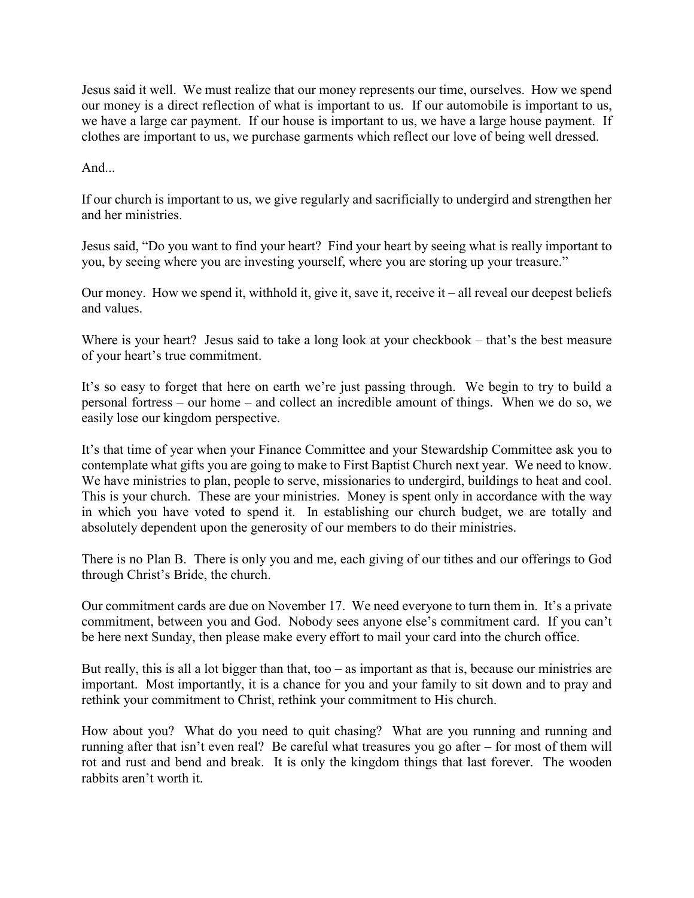Jesus said it well. We must realize that our money represents our time, ourselves. How we spend our money is a direct reflection of what is important to us. If our automobile is important to us, we have a large car payment. If our house is important to us, we have a large house payment. If clothes are important to us, we purchase garments which reflect our love of being well dressed.

And...

If our church is important to us, we give regularly and sacrificially to undergird and strengthen her and her ministries.

Jesus said, "Do you want to find your heart? Find your heart by seeing what is really important to you, by seeing where you are investing yourself, where you are storing up your treasure."

Our money. How we spend it, withhold it, give it, save it, receive it – all reveal our deepest beliefs and values.

Where is your heart? Jesus said to take a long look at your checkbook – that's the best measure of your heart's true commitment.

It's so easy to forget that here on earth we're just passing through. We begin to try to build a personal fortress – our home – and collect an incredible amount of things. When we do so, we easily lose our kingdom perspective.

It's that time of year when your Finance Committee and your Stewardship Committee ask you to contemplate what gifts you are going to make to First Baptist Church next year. We need to know. We have ministries to plan, people to serve, missionaries to undergird, buildings to heat and cool. This is your church. These are your ministries. Money is spent only in accordance with the way in which you have voted to spend it. In establishing our church budget, we are totally and absolutely dependent upon the generosity of our members to do their ministries.

There is no Plan B. There is only you and me, each giving of our tithes and our offerings to God through Christ's Bride, the church.

Our commitment cards are due on November 17. We need everyone to turn them in. It's a private commitment, between you and God. Nobody sees anyone else's commitment card. If you can't be here next Sunday, then please make every effort to mail your card into the church office.

But really, this is all a lot bigger than that, too – as important as that is, because our ministries are important. Most importantly, it is a chance for you and your family to sit down and to pray and rethink your commitment to Christ, rethink your commitment to His church.

How about you? What do you need to quit chasing? What are you running and running and running after that isn't even real? Be careful what treasures you go after – for most of them will rot and rust and bend and break. It is only the kingdom things that last forever. The wooden rabbits aren't worth it.